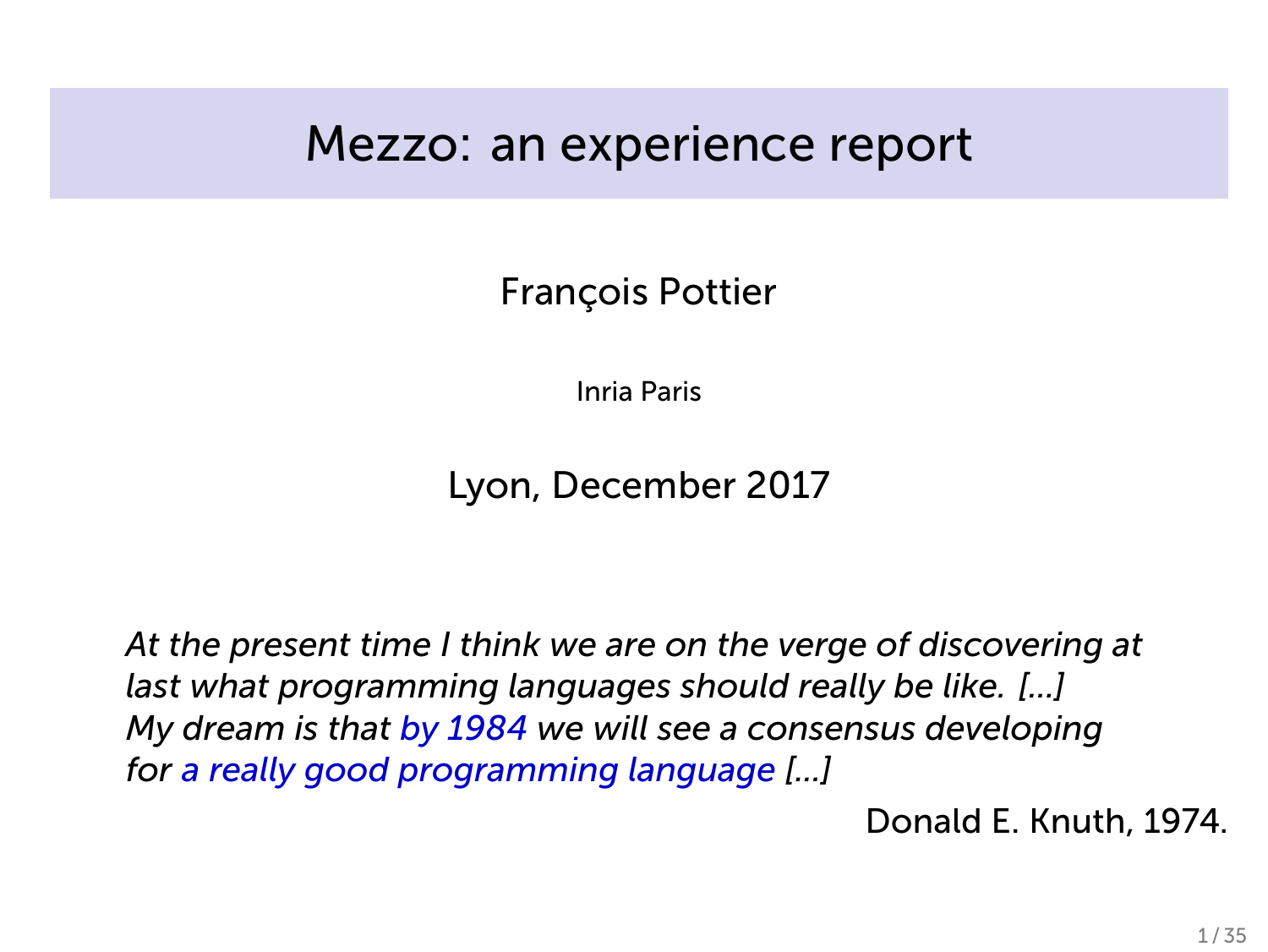# Mezzo: an experience report

François Pottier

Inria Paris

Lyon, December 2017

*At the present time I think we are on the verge of discovering at last what programming languages should really be like. [...] My dream is that by 1984 we will see a consensus developing for a really good programming language [...]*

Donald E. Knuth, 1974.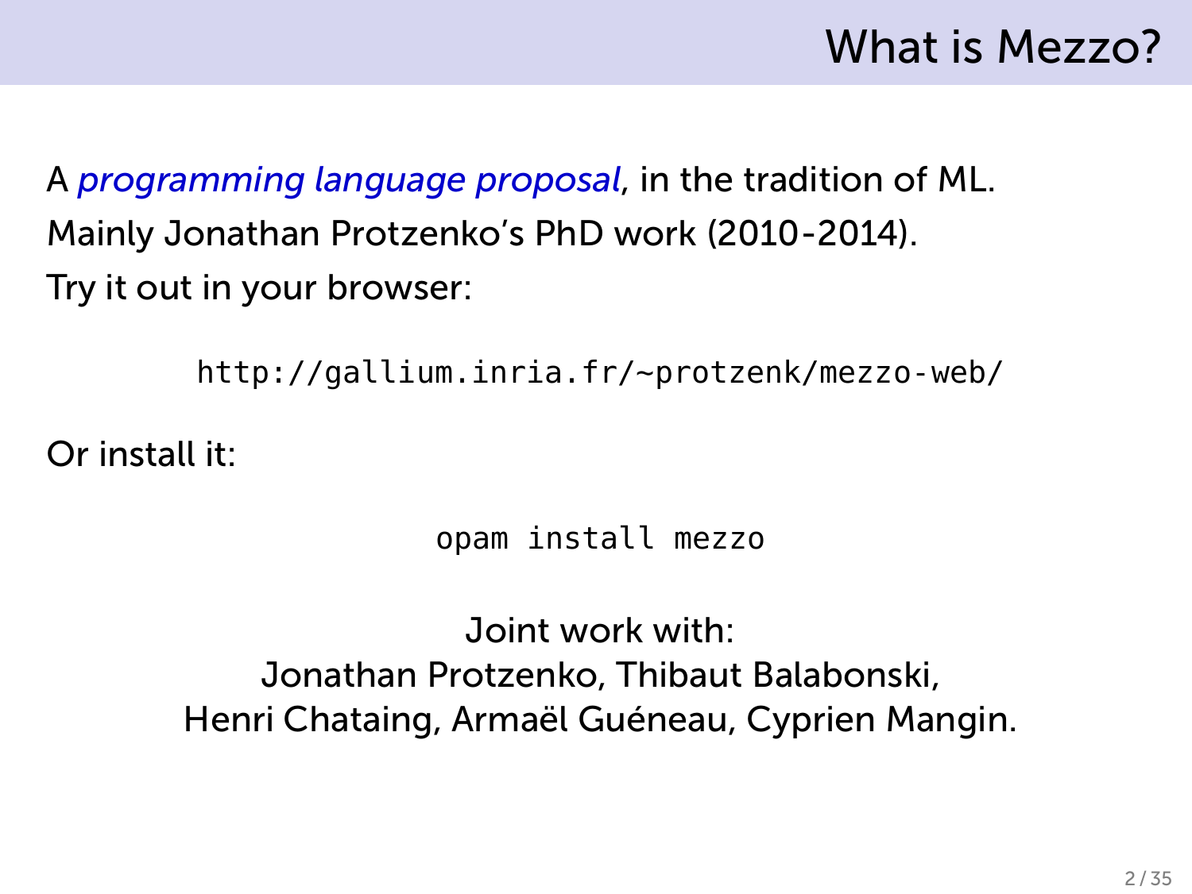# What is Mezzo?

A *programming language proposal*, in the tradition of ML.

Mainly Jonathan Protzenko's PhD work (2010-2014).

Try it out in your browser:

```
http://gallium.inria.fr/~protzenk/mezzo-web/
```

Or install it:

```
opam install mezzo
```

Joint work with:
Jonathan Protzenko, Thibaut Balabonski,
Henri Chataing, Armaël Guéneau, Cyprien Mangin.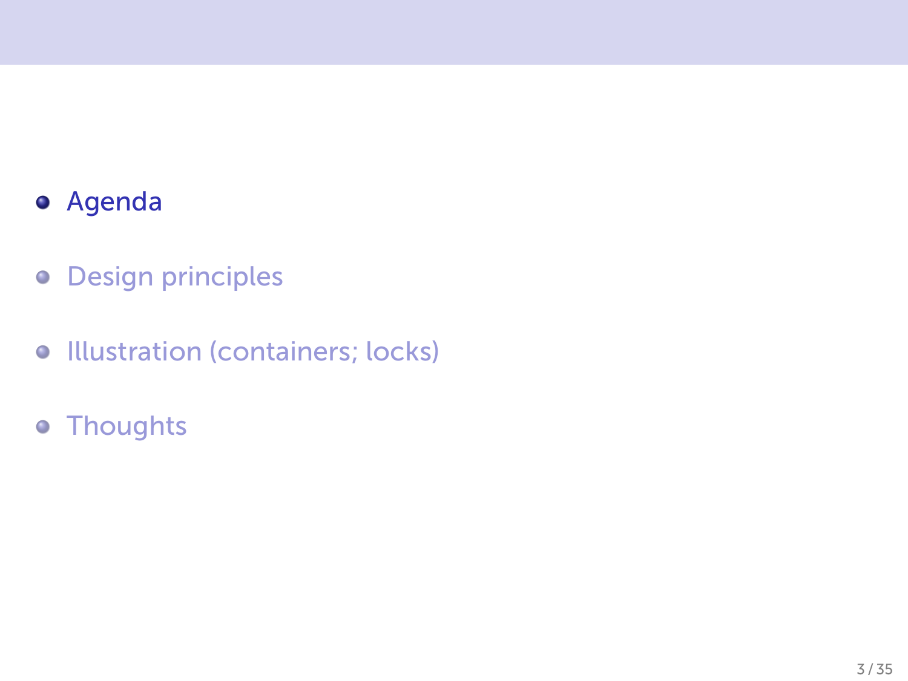- Agenda
- Design principles
- Illustration (containers; locks)
- Thoughts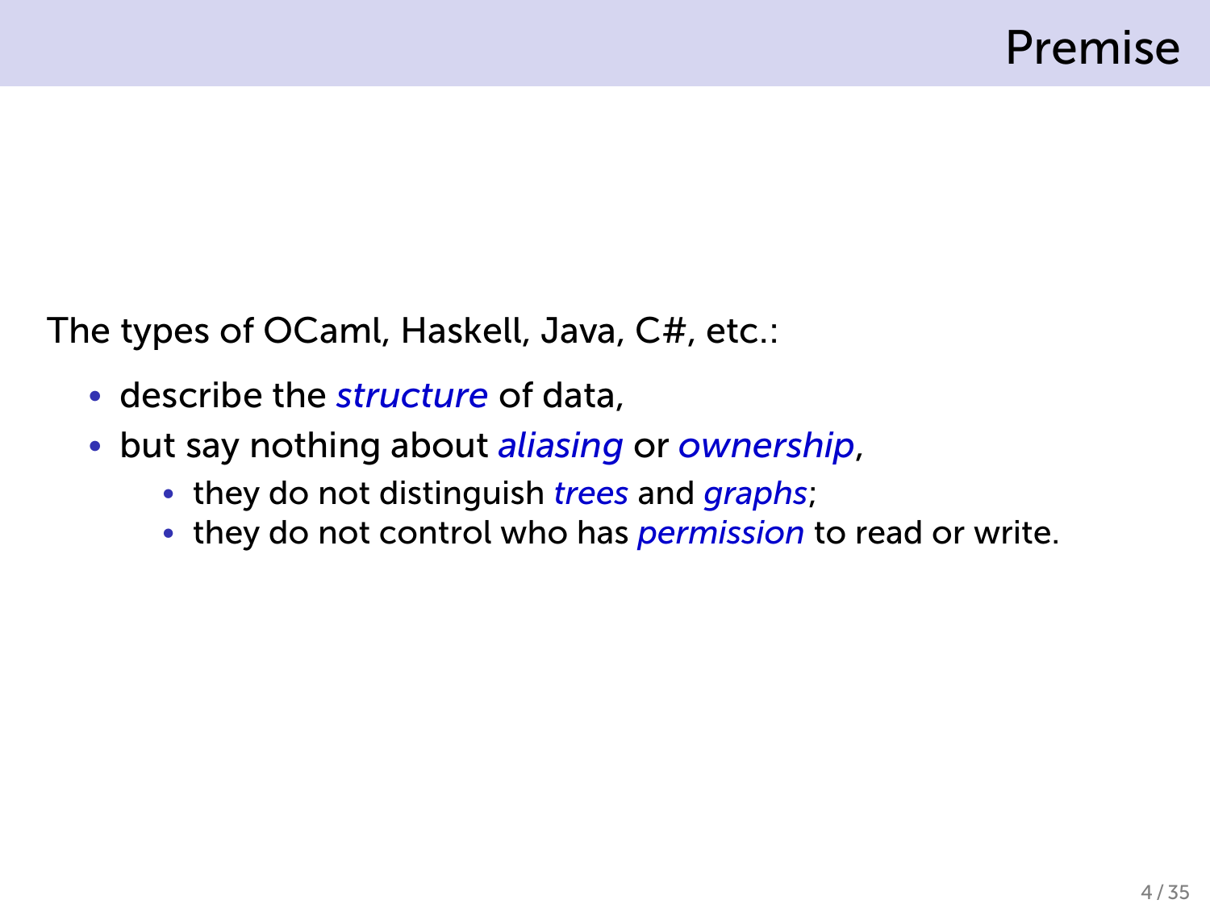# Premise

The types of OCaml, Haskell, Java, C#, etc.:

- describe the *structure* of data,
- but say nothing about *aliasing* or *ownership*,
  - they do not distinguish *trees* and *graphs*;
  - they do not control who has *permission* to read or write.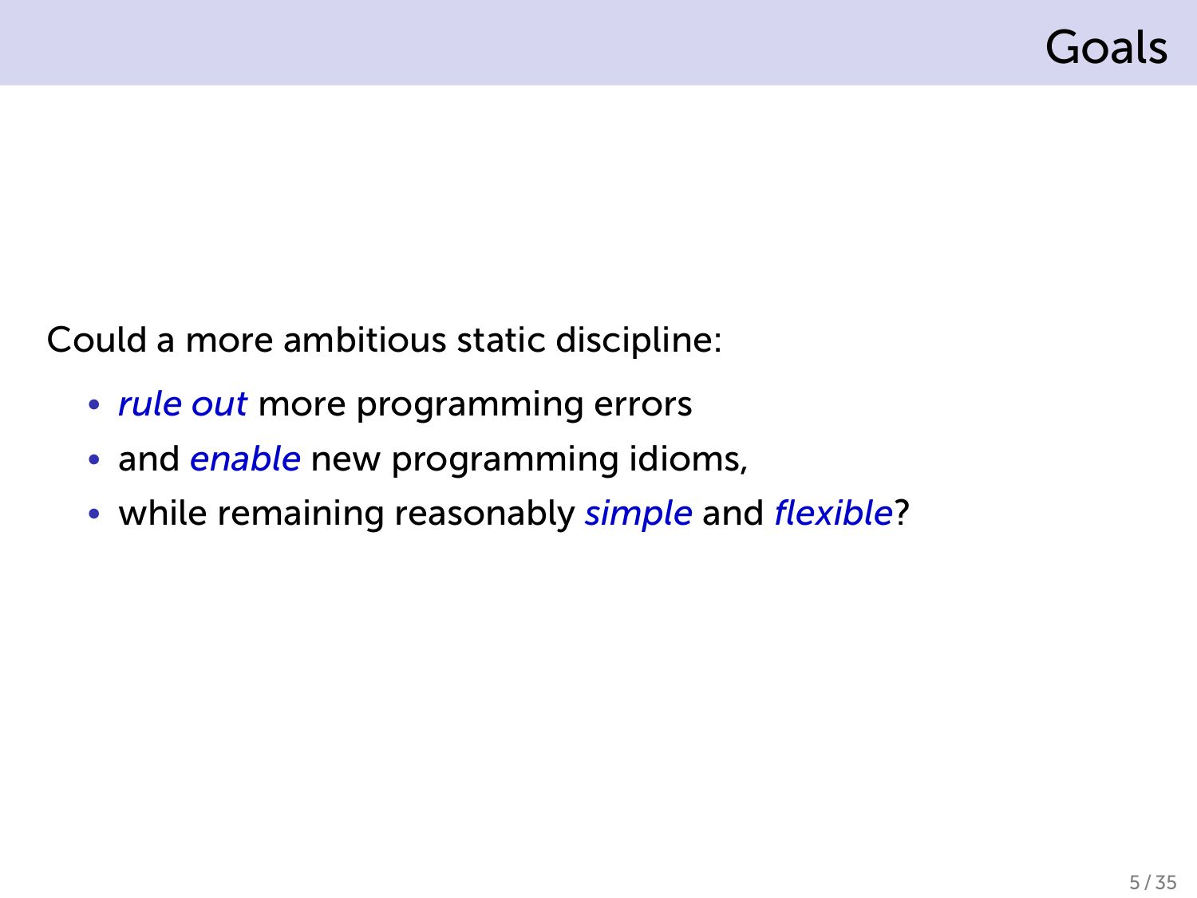# Goals

Could a more ambitious static discipline:

- *rule out* more programming errors
- and *enable* new programming idioms,
- while remaining reasonably *simple* and *flexible*?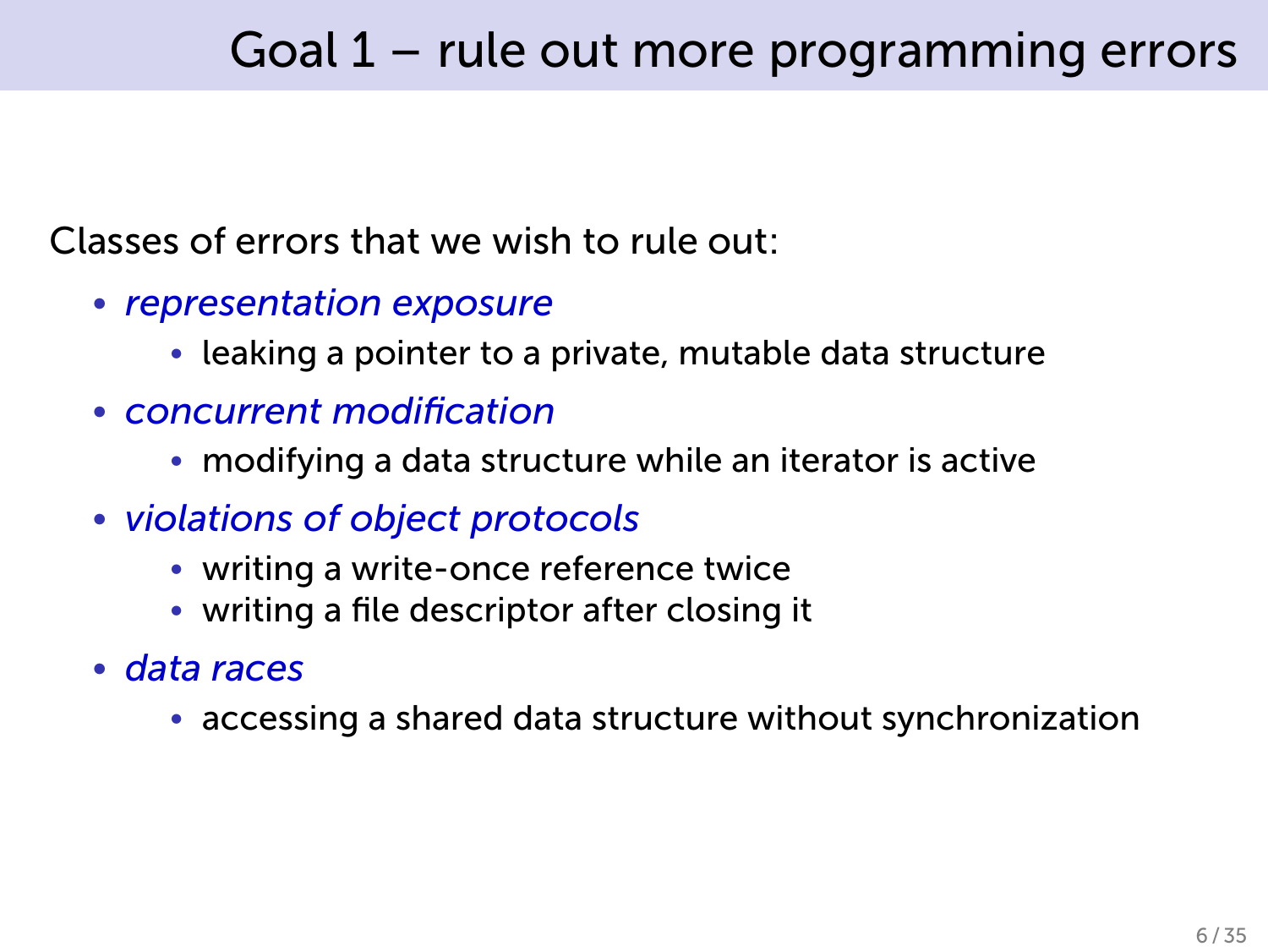# Goal 1 – rule out more programming errors

Classes of errors that we wish to rule out:

- *representation exposure*
  - leaking a pointer to a private, mutable data structure
- *concurrent modification*
  - modifying a data structure while an iterator is active
- *violations of object protocols*
  - writing a write-once reference twice
  - writing a file descriptor after closing it
- *data races*
  - accessing a shared data structure without synchronization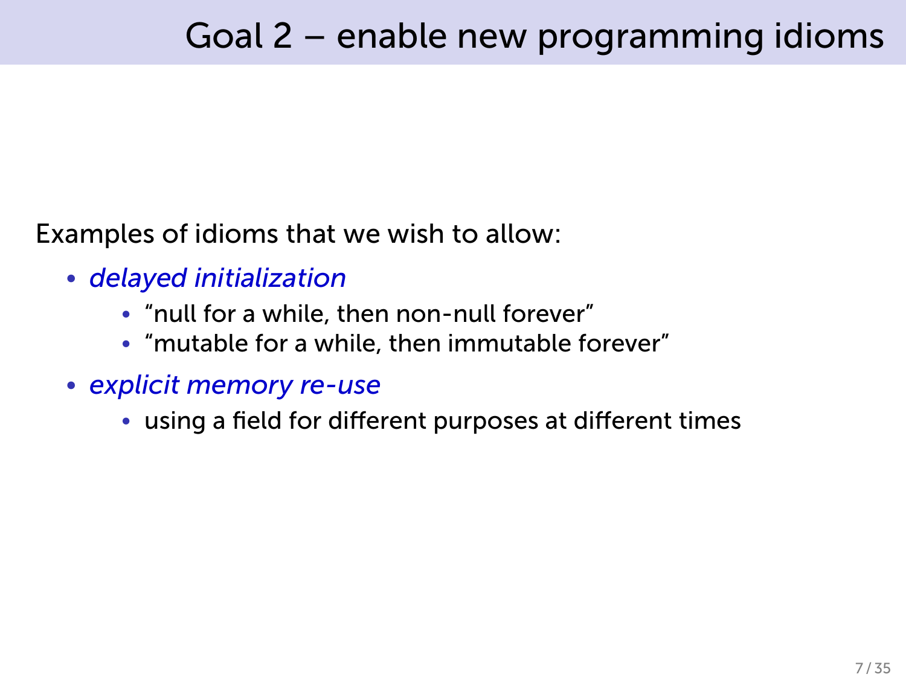# Goal 2 – enable new programming idioms

Examples of idioms that we wish to allow:

- *delayed initialization*
  - "null for a while, then non-null forever"
  - "mutable for a while, then immutable forever"
- *explicit memory re-use*
  - using a field for different purposes at different times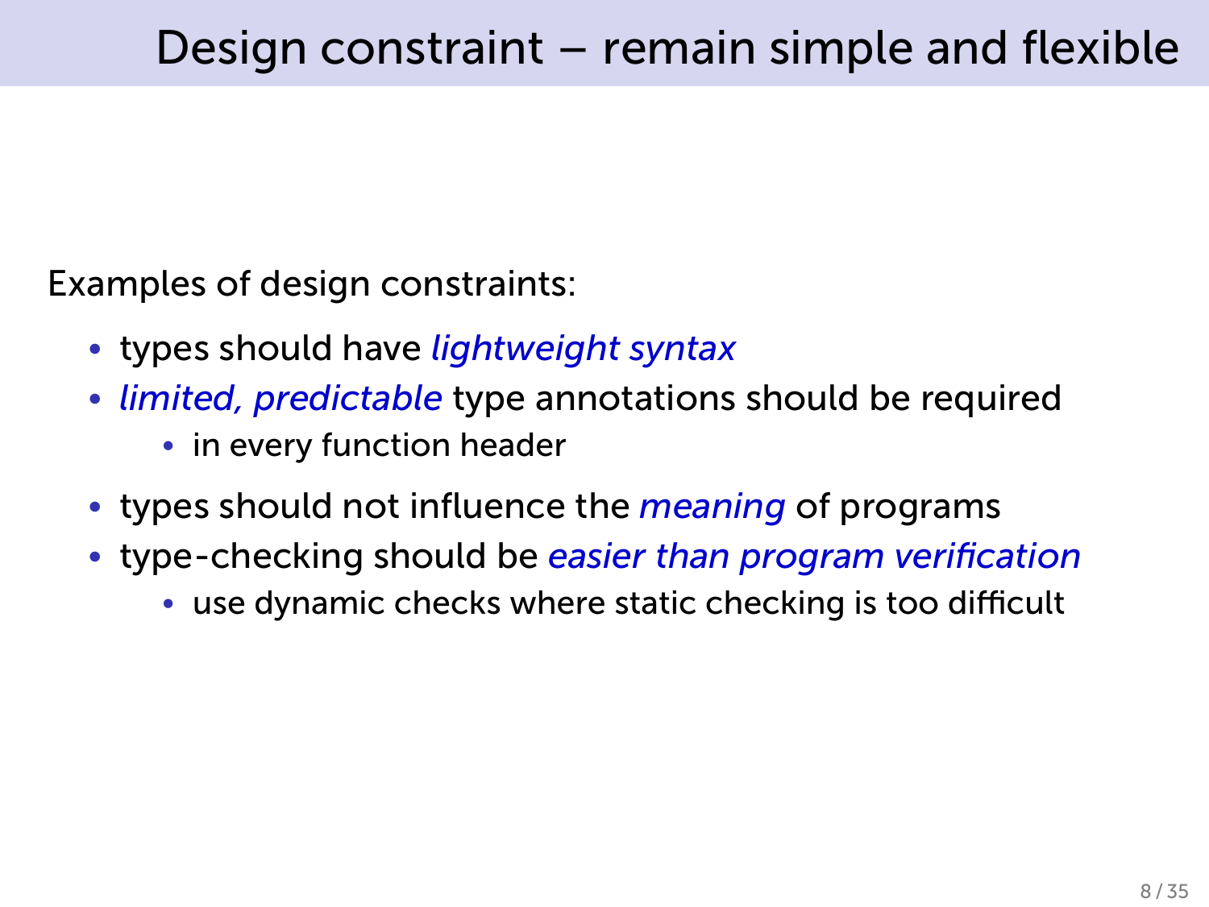# Design constraint – remain simple and flexible

Examples of design constraints:

- types should have *lightweight syntax*
- *limited, predictable* type annotations should be required
  - in every function header
- types should not influence the *meaning* of programs
- type-checking should be *easier than program verification*
  - use dynamic checks where static checking is too difficult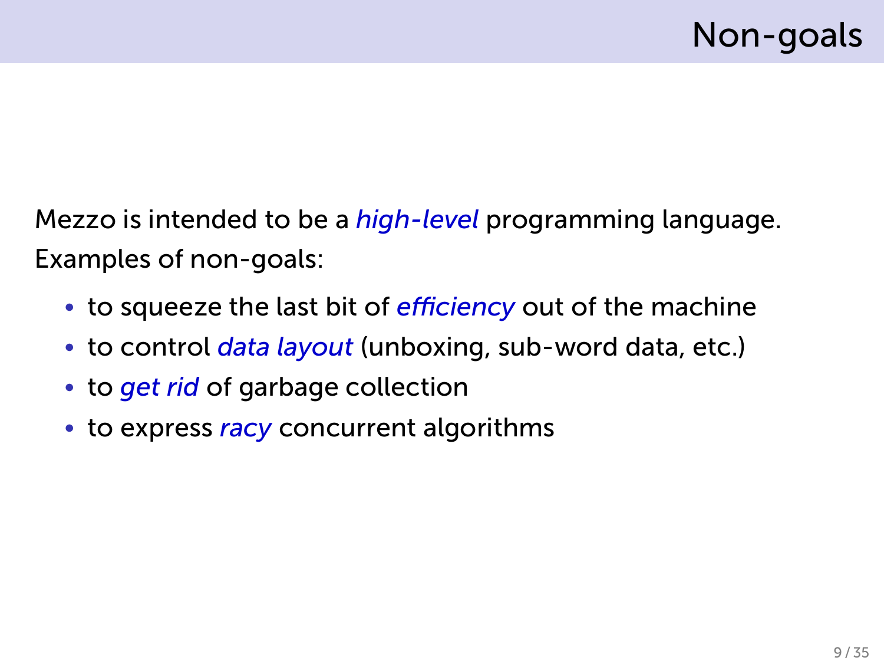# Non-goals

Mezzo is intended to be a *high-level* programming language.

Examples of non-goals:

- to squeeze the last bit of *efficiency* out of the machine
- to control *data layout* (unboxing, sub-word data, etc.)
- to *get rid* of garbage collection
- to express *racy* concurrent algorithms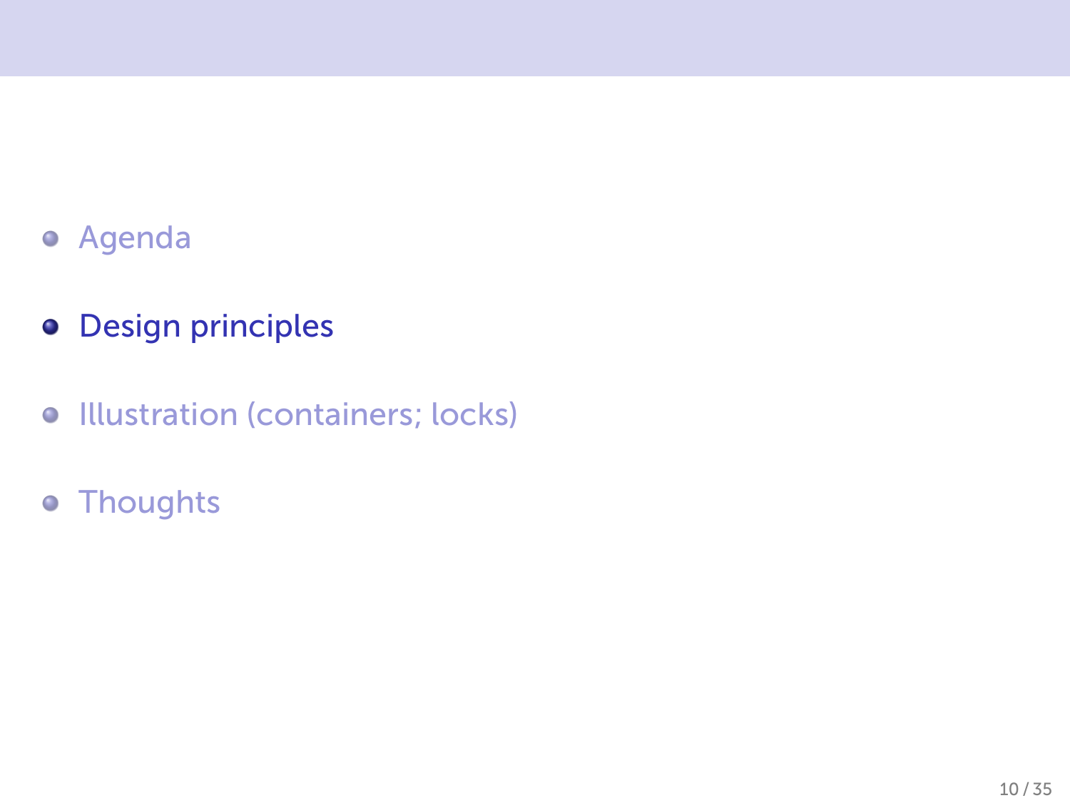- Agenda
- **Design principles**
- Illustration (containers; locks)
- Thoughts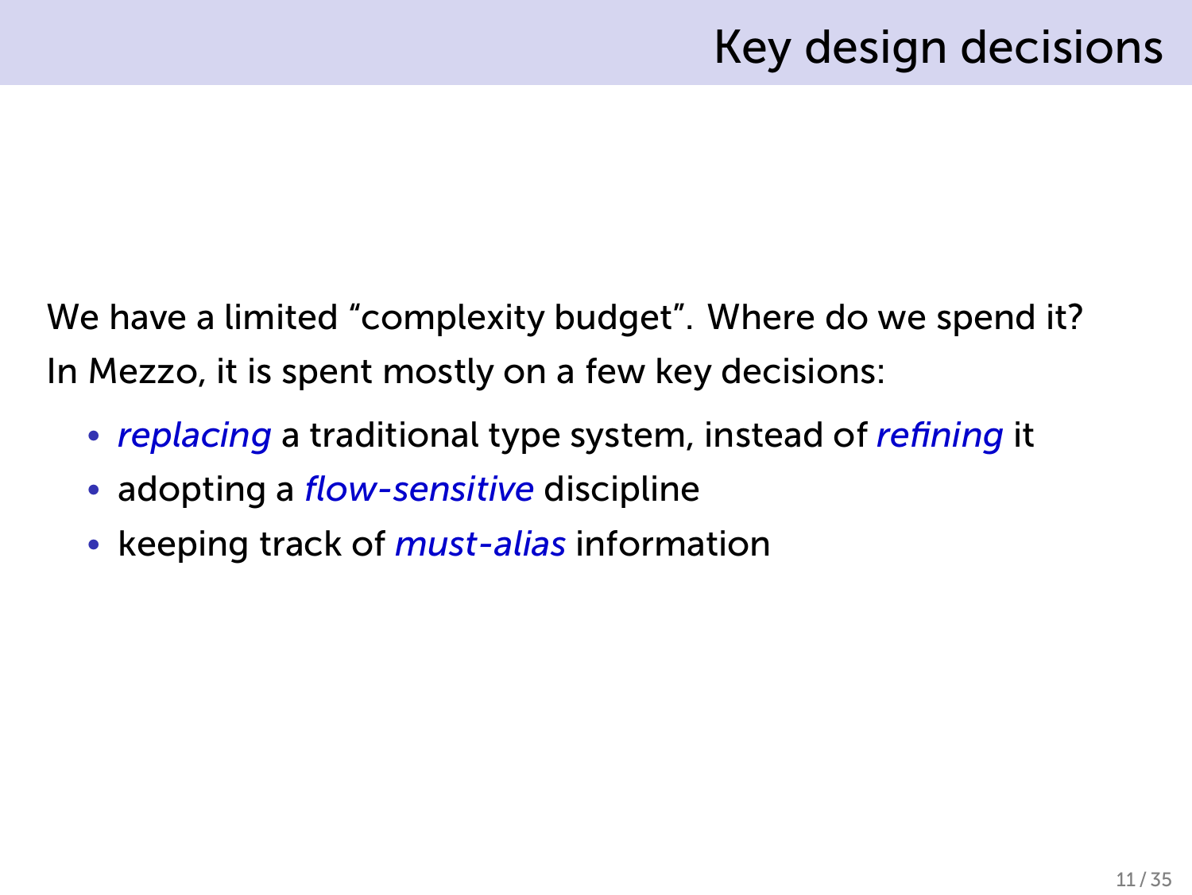# Key design decisions

We have a limited “complexity budget”. Where do we spend it?

In Mezzo, it is spent mostly on a few key decisions:

- *replacing* a traditional type system, instead of *refining* it
- adopting a *flow-sensitive* discipline
- keeping track of *must-alias* information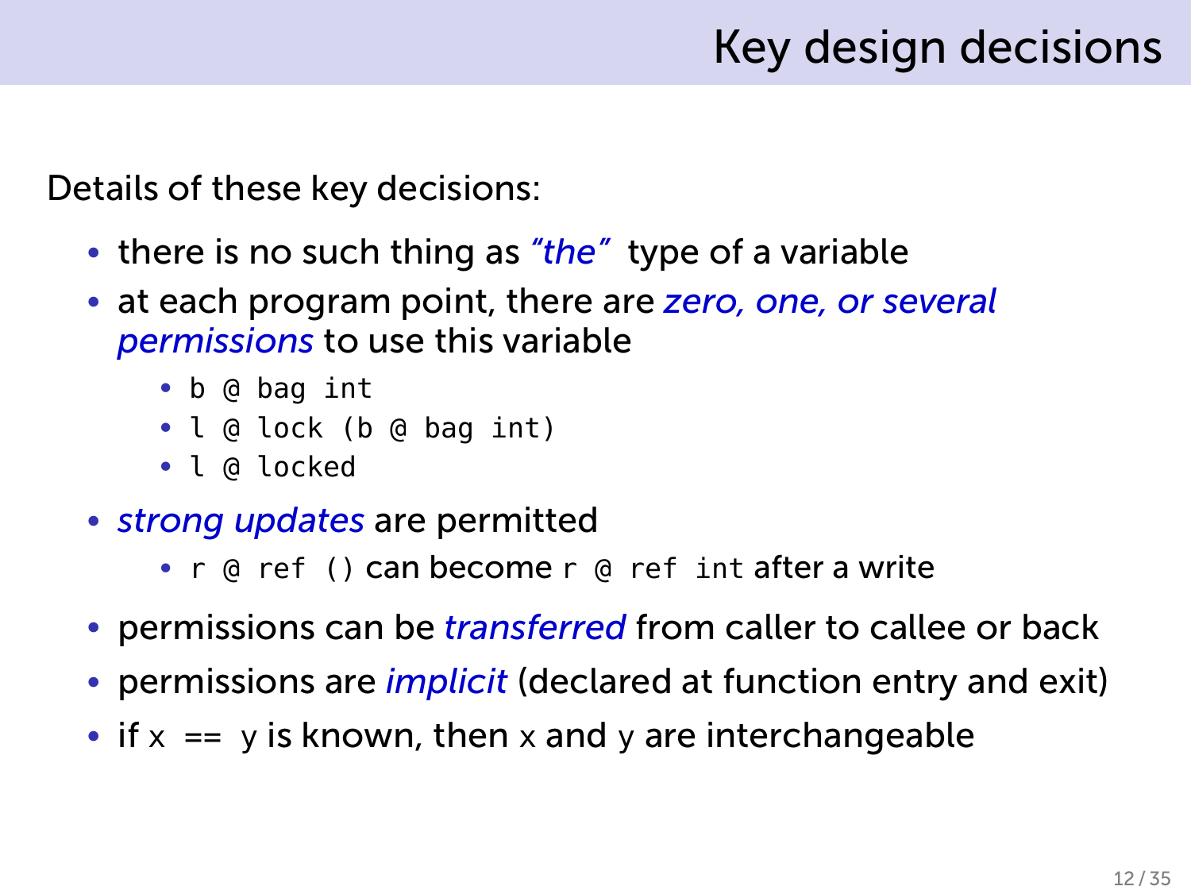# Key design decisions

Details of these key decisions:

- there is no such thing as *"the"* type of a variable
- at each program point, there are *zero, one, or several permissions* to use this variable
  - `b @ bag int`
  - `l @ lock (b @ bag int)`
  - `l @ locked`
- *strong updates* are permitted
  - `r @ ref ()` can become `r @ ref int` after a write
- permissions can be *transferred* from caller to callee or back
- permissions are *implicit* (declared at function entry and exit)
- if `x == y` is known, then `x` and `y` are interchangeable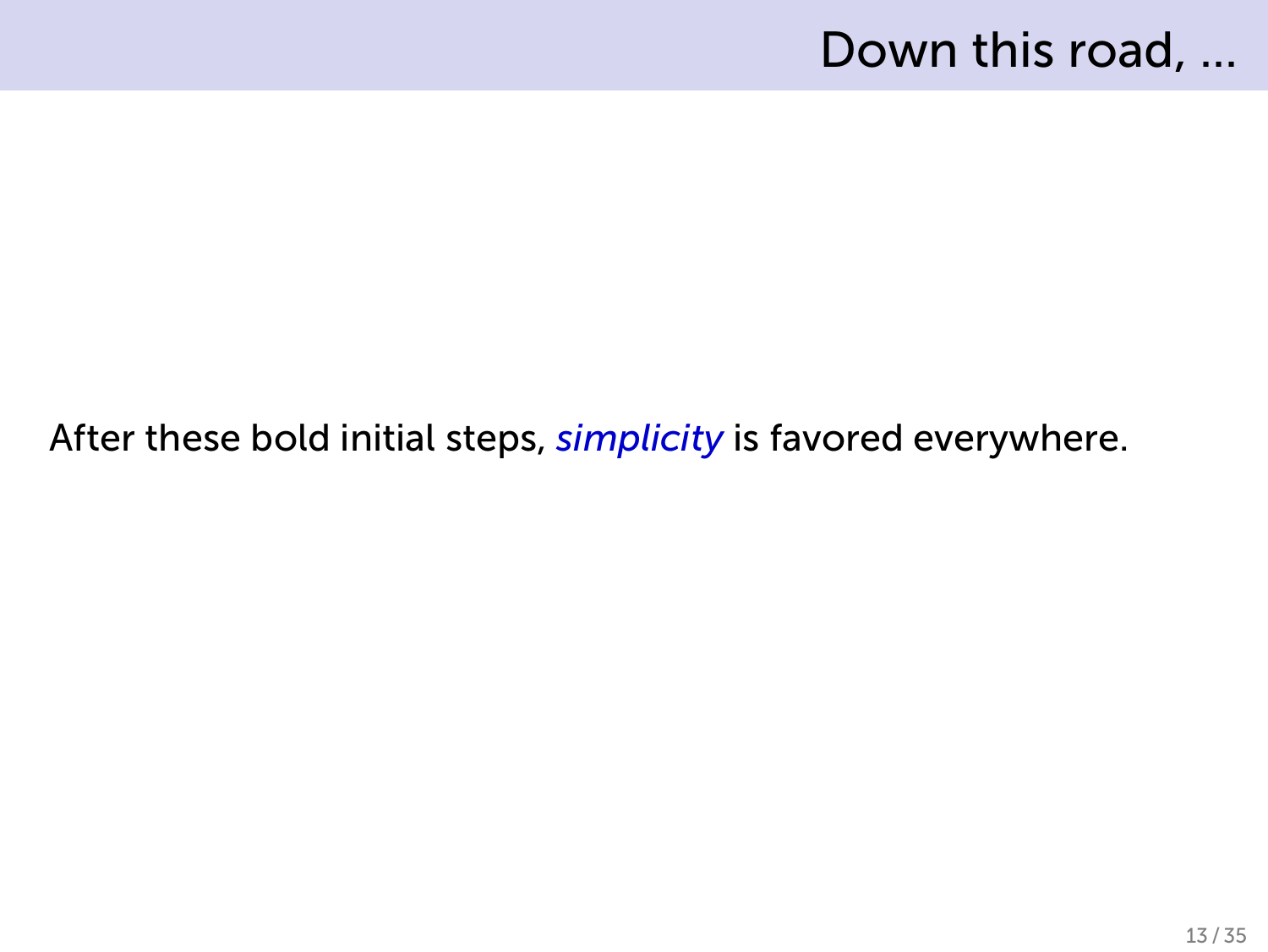## Down this road, ...

After these bold initial steps, *simplicity* is favored everywhere.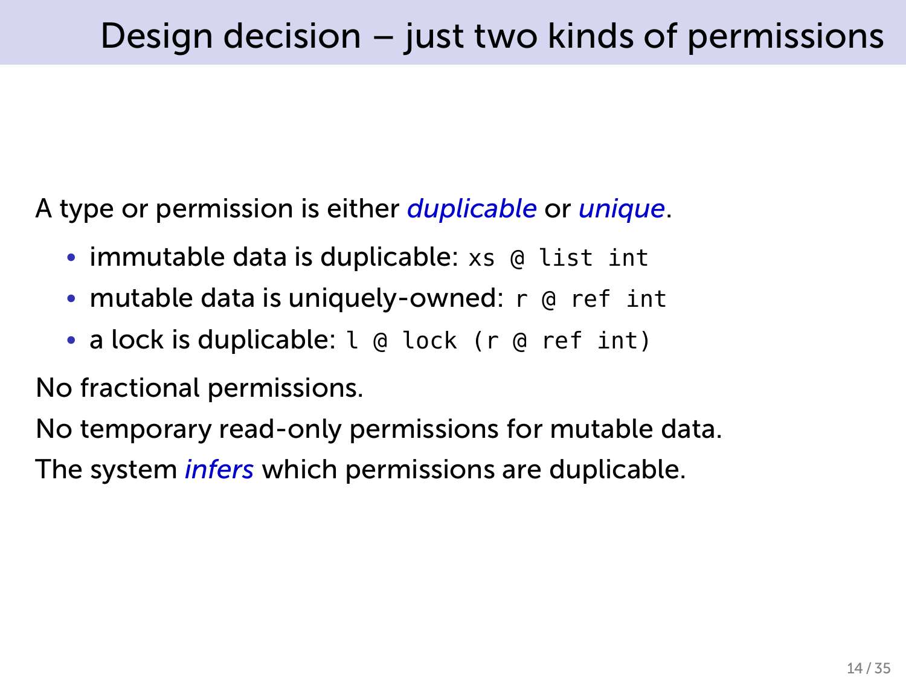# Design decision – just two kinds of permissions

A type or permission is either *duplicable* or *unique*.

- immutable data is duplicable: `xs @ list int`
- mutable data is uniquely-owned: `r @ ref int`
- a lock is duplicable: `l @ lock (r @ ref int)`

No fractional permissions.

No temporary read-only permissions for mutable data.

The system *infers* which permissions are duplicable.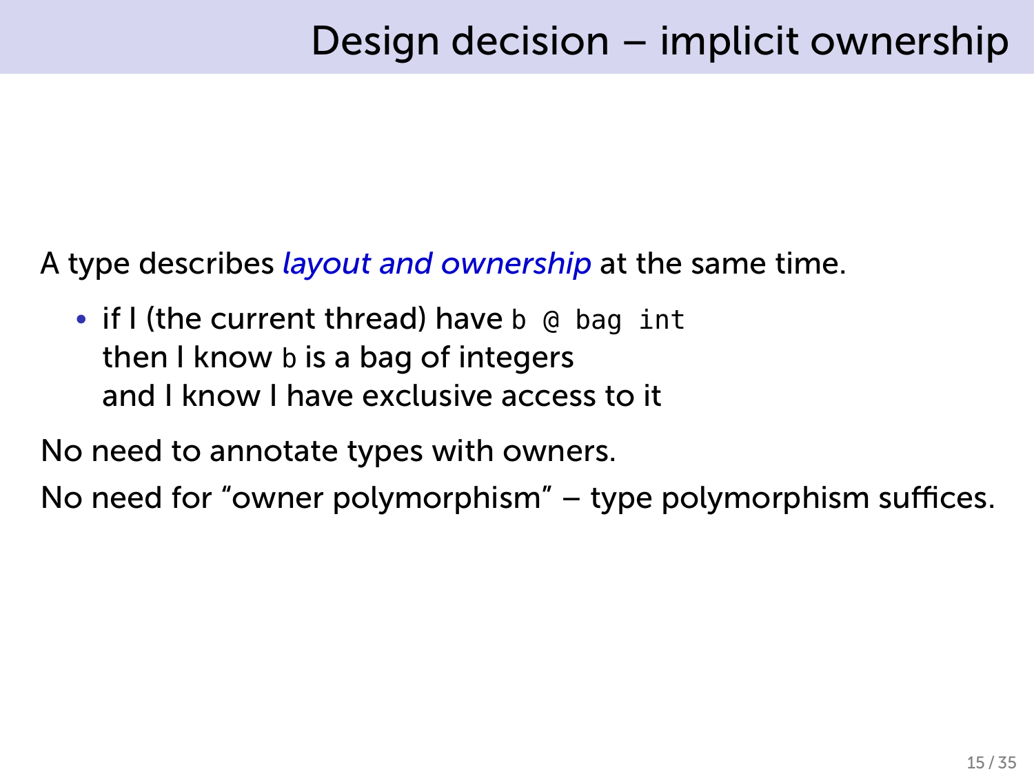# Design decision – implicit ownership

A type describes *layout and ownership* at the same time.

- if I (the current thread) have `b @ bag int`
  then I know `b` is a bag of integers
  and I know I have exclusive access to it

No need to annotate types with owners.

No need for "owner polymorphism" – type polymorphism suffices.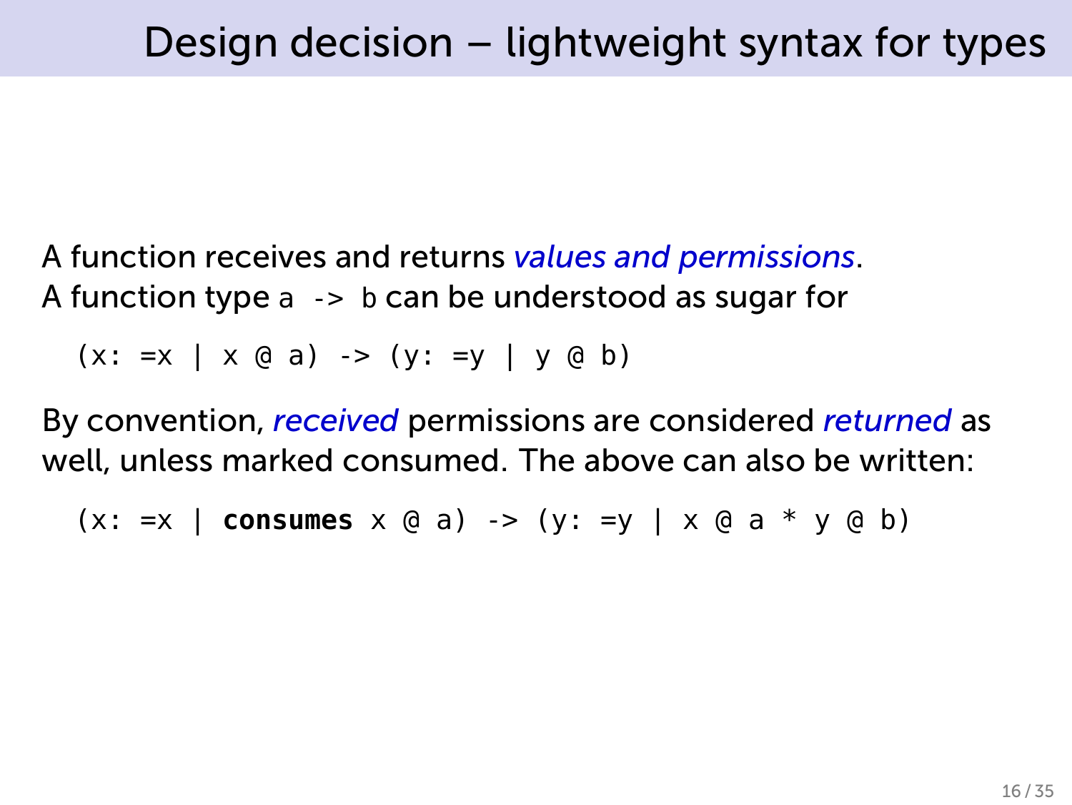# Design decision – lightweight syntax for types

A function receives and returns *values and permissions*.
A function type `a -> b` can be understood as sugar for

```
(x: =x | x @ a) -> (y: =y | y @ b)
```

By convention, *received* permissions are considered *returned* as well, unless marked consumed. The above can also be written:

```
(x: =x | consumes x @ a) -> (y: =y | x @ a * y @ b)
```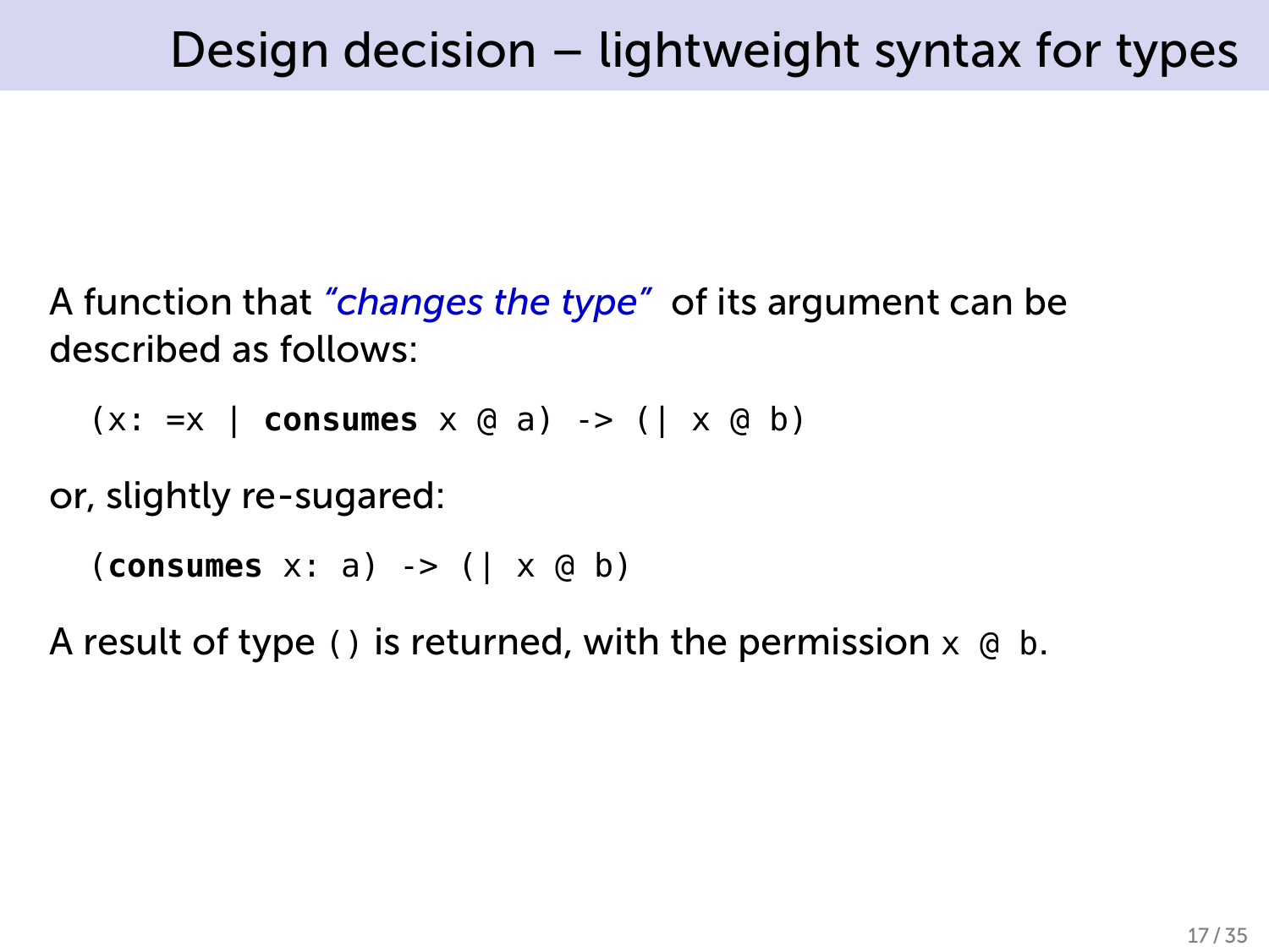# Design decision – lightweight syntax for types

A function that *"changes the type"* of its argument can be described as follows:

```
(x: =x | consumes x @ a) -> (| x @ b)
```

or, slightly re-sugared:

```
(consumes x: a) -> (| x @ b)
```

A result of type `()` is returned, with the permission `x @ b`.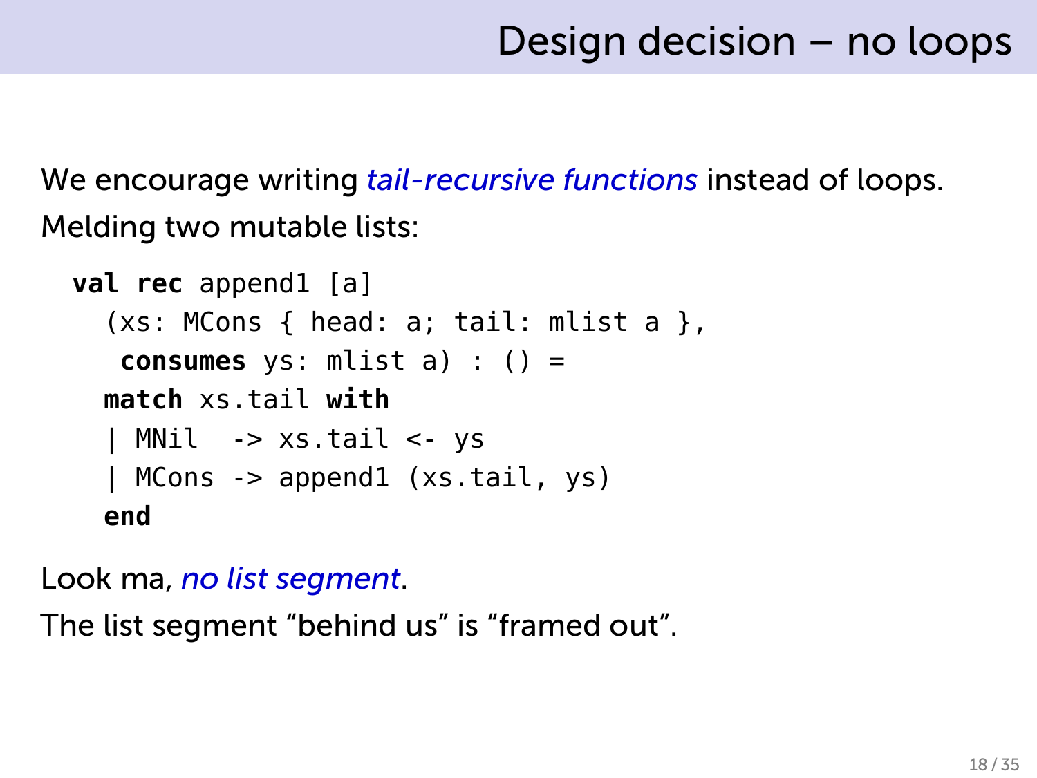# Design decision – no loops

We encourage writing *tail-recursive functions* instead of loops.

Melding two mutable lists:

```
val rec append1 [a]
  (xs: MCons { head: a; tail: mlist a },
   consumes ys: mlist a) : () =
  match xs.tail with
  | MNil  -> xs.tail <- ys
  | MCons -> append1 (xs.tail, ys)
  end
```

Look ma, *no list segment*.

The list segment “behind us” is “framed out”.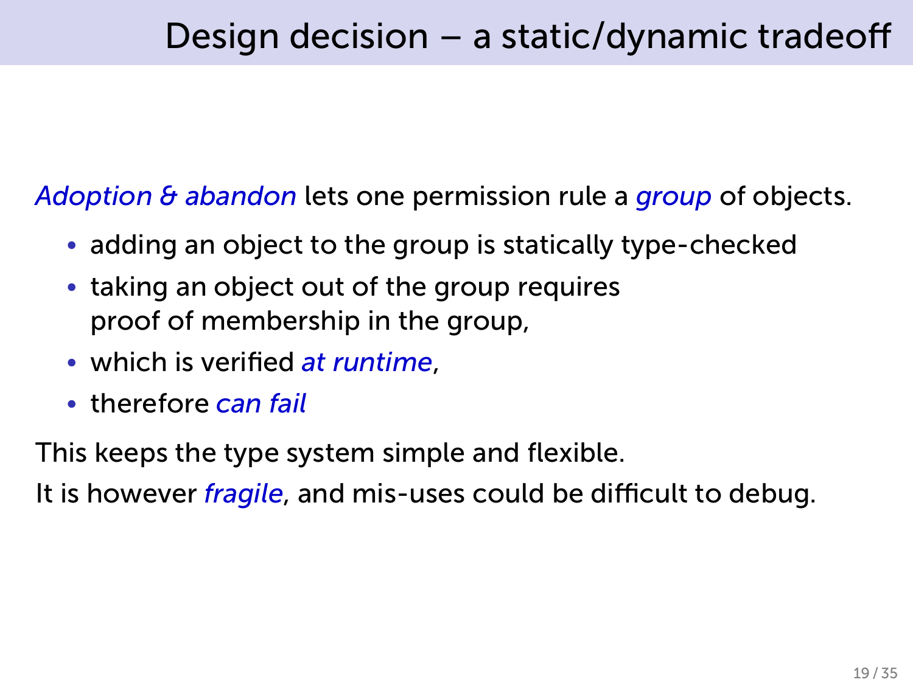# Design decision – a static/dynamic tradeoff

*Adoption & abandon* lets one permission rule a *group* of objects.

- adding an object to the group is statically type-checked
- taking an object out of the group requires proof of membership in the group,
- which is verified *at runtime*,
- therefore *can fail*

This keeps the type system simple and flexible.

It is however *fragile*, and mis-uses could be difficult to debug.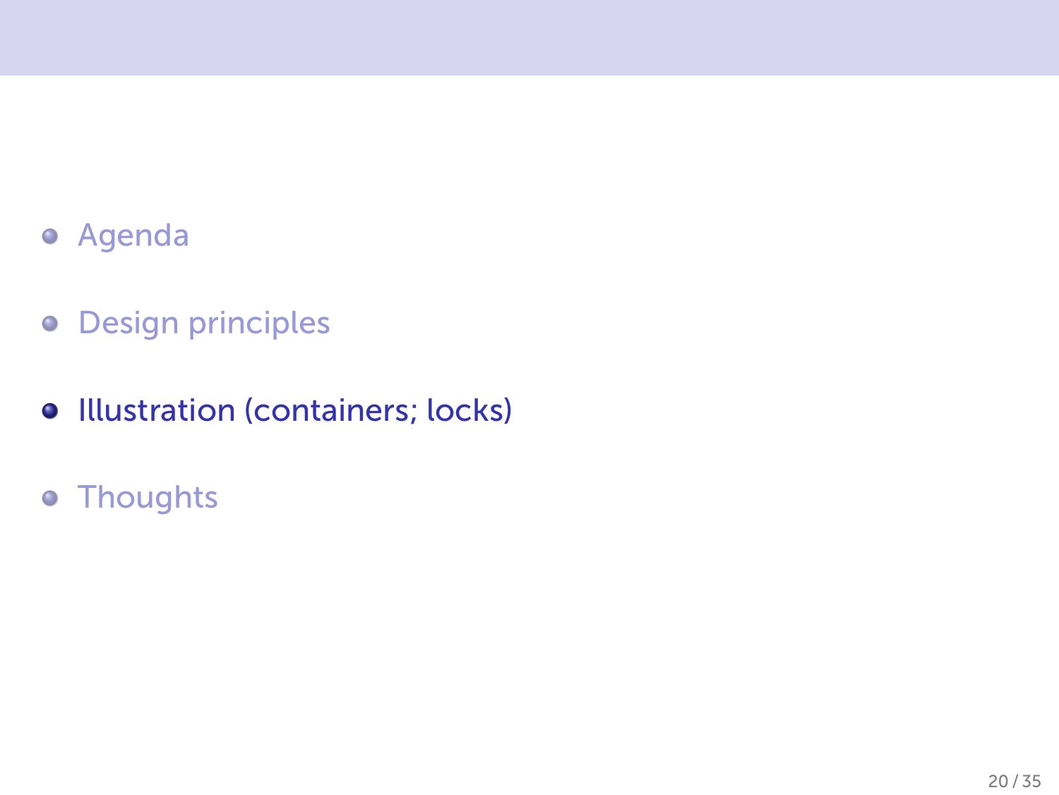- Agenda
- Design principles
- **Illustration (containers; locks)**
- Thoughts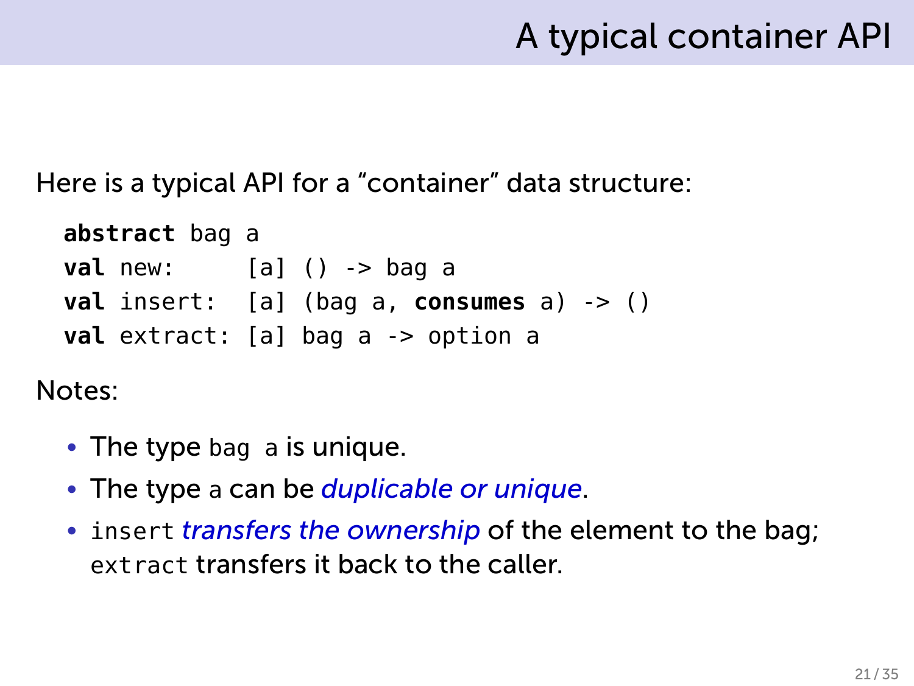# A typical container API

Here is a typical API for a "container" data structure:

```
abstract bag a
val new:     [a] () -> bag a
val insert:  [a] (bag a, consumes a) -> ()
val extract: [a] bag a -> option a
```

Notes:

- The type `bag a` is unique.
- The type `a` can be *duplicable or unique*.
- `insert` *transfers the ownership* of the element to the bag; `extract` transfers it back to the caller.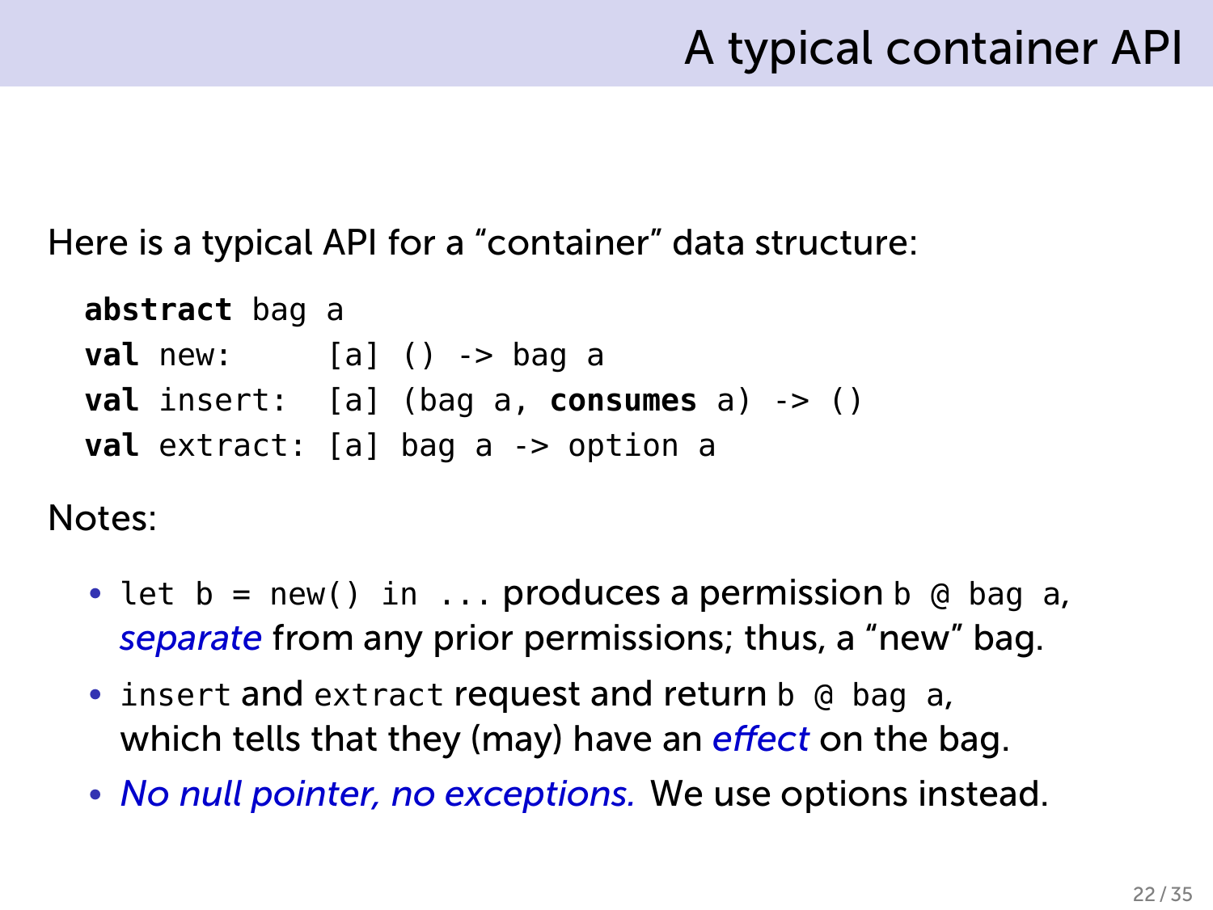# A typical container API

Here is a typical API for a "container" data structure:

```
abstract bag a
val new:     [a] () -> bag a
val insert:  [a] (bag a, consumes a) -> ()
val extract: [a] bag a -> option a
```

Notes:

- `let b = new() in ...` produces a permission `b @ bag a`, *separate* from any prior permissions; thus, a "new" bag.
- `insert` and `extract` request and return `b @ bag a`, which tells that they (may) have an *effect* on the bag.
- *No null pointer, no exceptions.* We use options instead.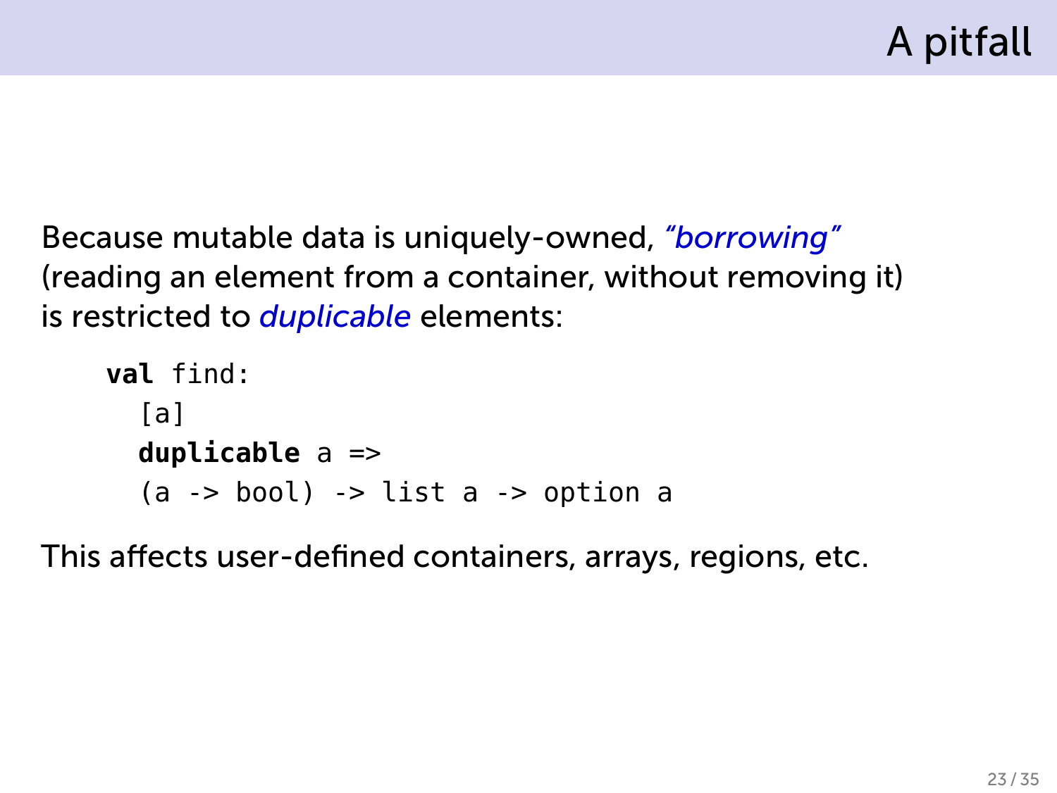# A pitfall

Because mutable data is uniquely-owned, *"borrowing"* (reading an element from a container, without removing it) is restricted to *duplicable* elements:

```
val find:
  [a]
  duplicable a =>
  (a -> bool) -> list a -> option a
```

This affects user-defined containers, arrays, regions, etc.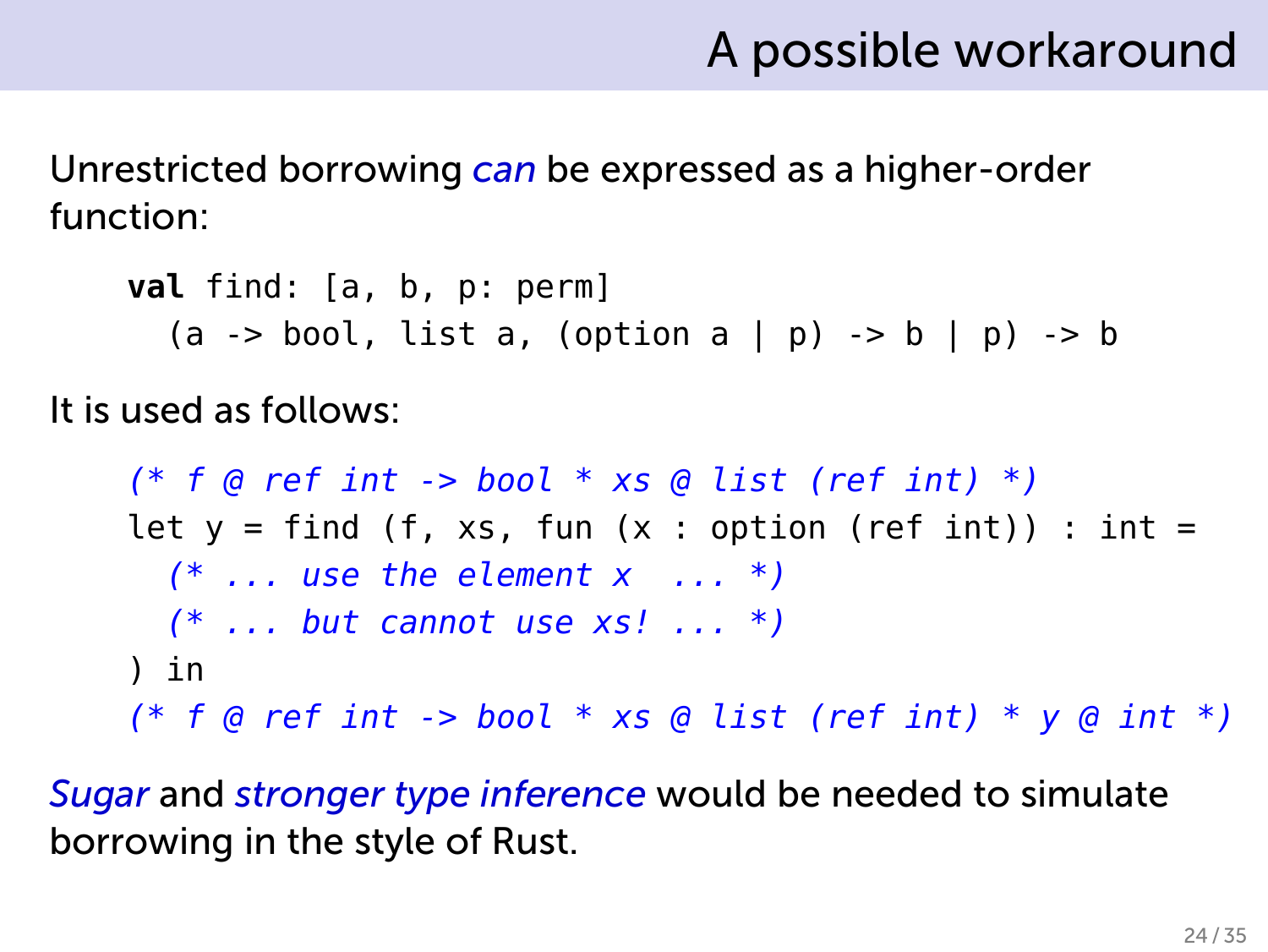# A possible workaround

Unrestricted borrowing *can* be expressed as a higher-order function:

```
val find: [a, b, p: perm]
  (a -> bool, list a, (option a | p) -> b | p) -> b
```

It is used as follows:

```
(* f @ ref int -> bool * xs @ list (ref int) *)
let y = find (f, xs, fun (x : option (ref int)) : int =
  (* ... use the element x  ... *)
  (* ... but cannot use xs! ... *)
) in
(* f @ ref int -> bool * xs @ list (ref int) * y @ int *)
```

*Sugar* and *stronger type inference* would be needed to simulate borrowing in the style of Rust.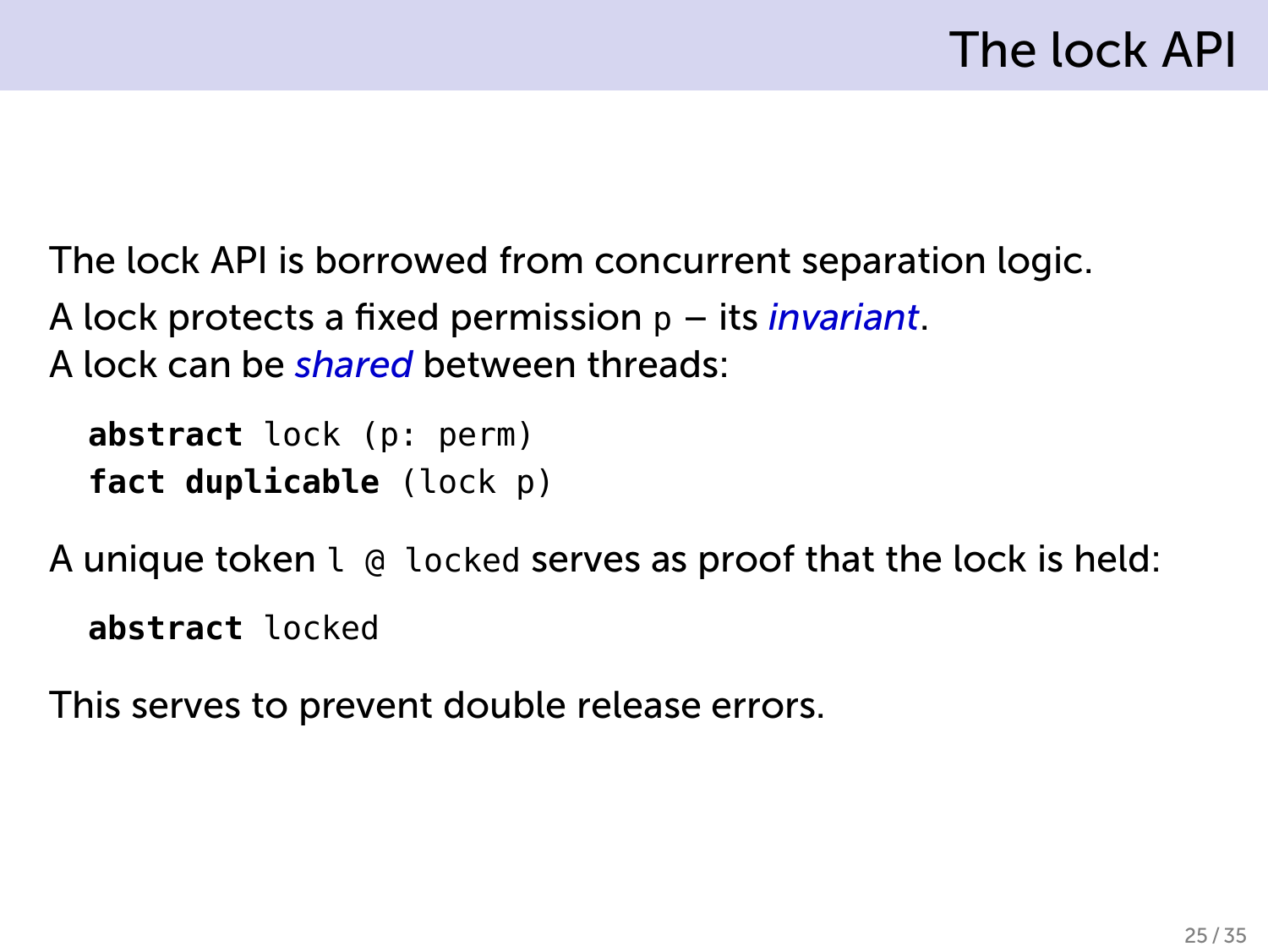# The lock API

The lock API is borrowed from concurrent separation logic.

A lock protects a fixed permission `p` – its *invariant*.
A lock can be *shared* between threads:

```
abstract lock (p: perm)
fact duplicable (lock p)
```

A unique token `l @ locked` serves as proof that the lock is held:

```
abstract locked
```

This serves to prevent double release errors.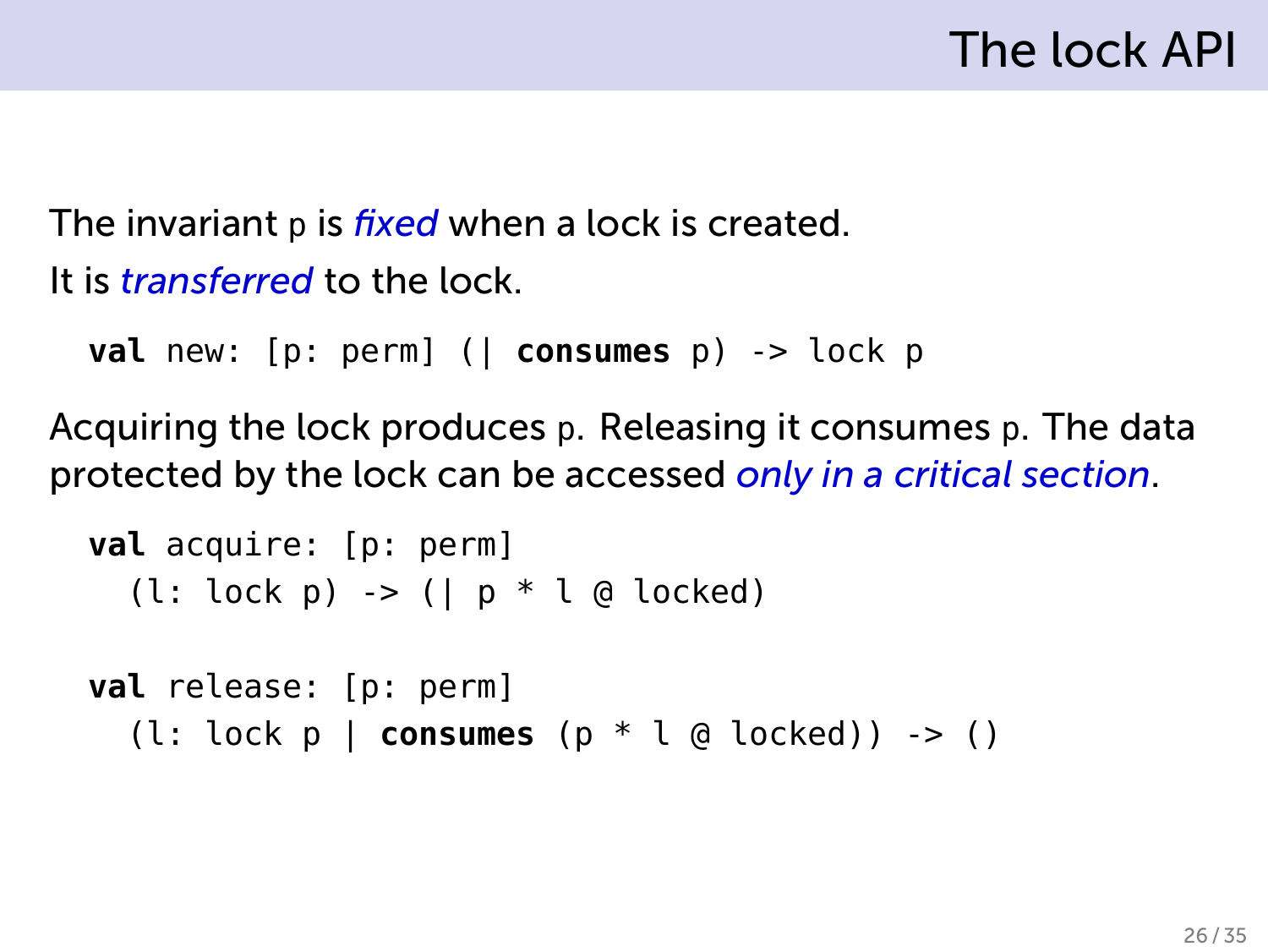# The lock API

The invariant `p` is *fixed* when a lock is created.

It is *transferred* to the lock.

```
val new: [p: perm] (| consumes p) -> lock p
```

Acquiring the lock produces `p`. Releasing it consumes `p`. The data protected by the lock can be accessed *only in a critical section*.

```
val acquire: [p: perm]
  (l: lock p) -> (| p * l @ locked)

val release: [p: perm]
  (l: lock p | consumes (p * l @ locked)) -> ()
```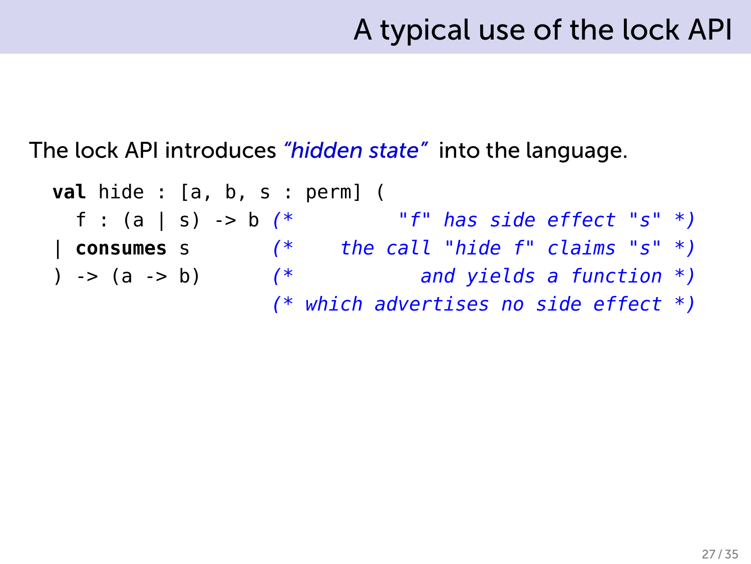# A typical use of the lock API

The lock API introduces *"hidden state"* into the language.

```
val hide : [a, b, s : perm] (
  f : (a | s) -> b (*          "f" has side effect "s" *)
| consumes s       (*    the call "hide f" claims "s" *)
) -> (a -> b)      (*              and yields a function *)
                   (* which advertises no side effect *)
```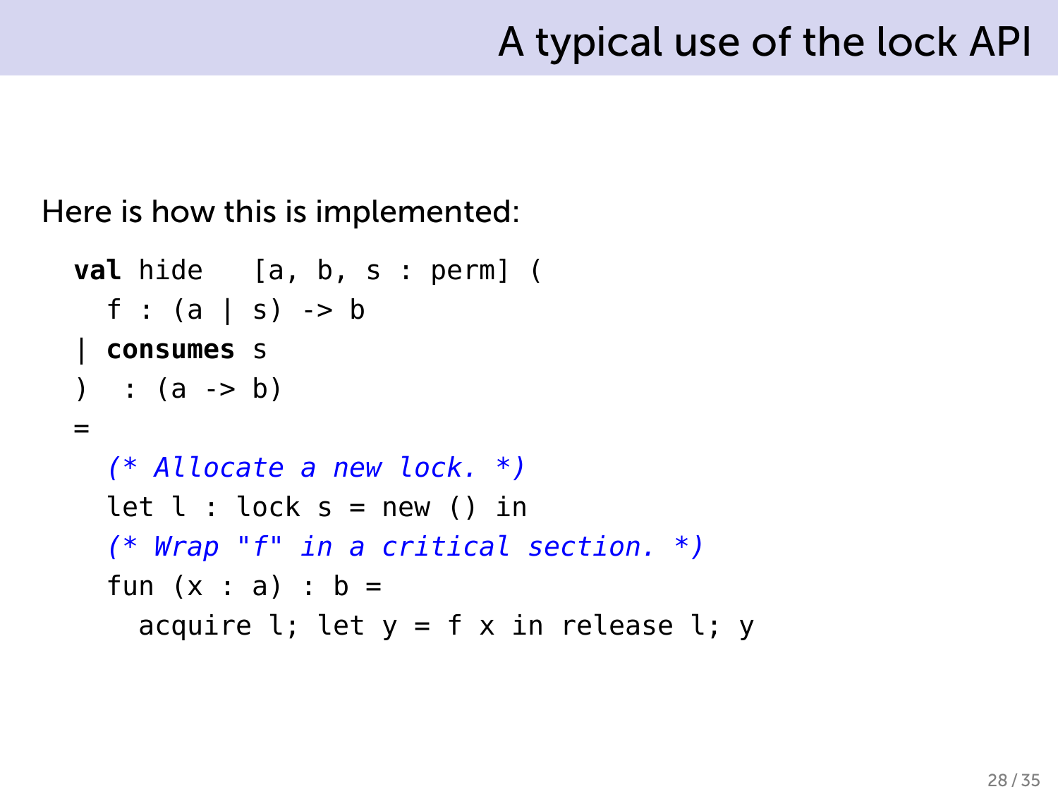# A typical use of the lock API

Here is how this is implemented:

```
val hide   [a, b, s : perm] (
  f : (a | s) -> b
| consumes s
)  : (a -> b)
=
  (* Allocate a new lock. *)
  let l : lock s = new () in
  (* Wrap "f" in a critical section. *)
  fun (x : a) : b =
    acquire l; let y = f x in release l; y
```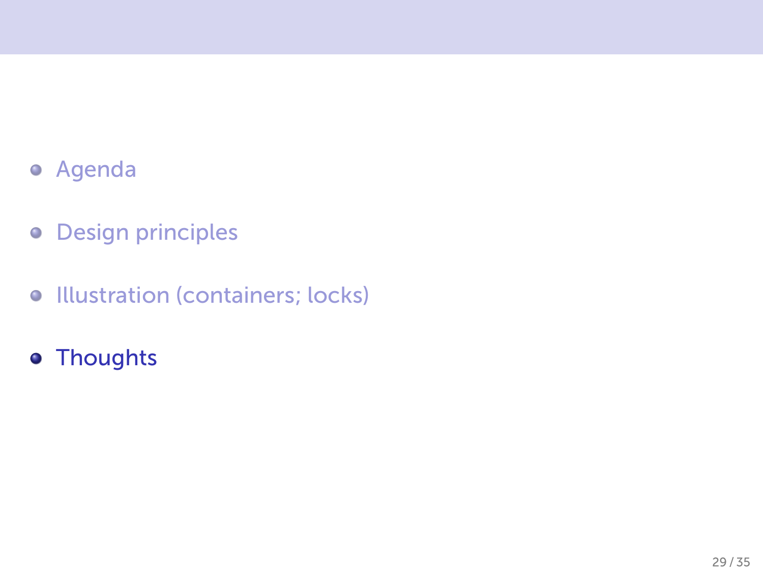- Agenda
- Design principles
- Illustration (containers; locks)
- Thoughts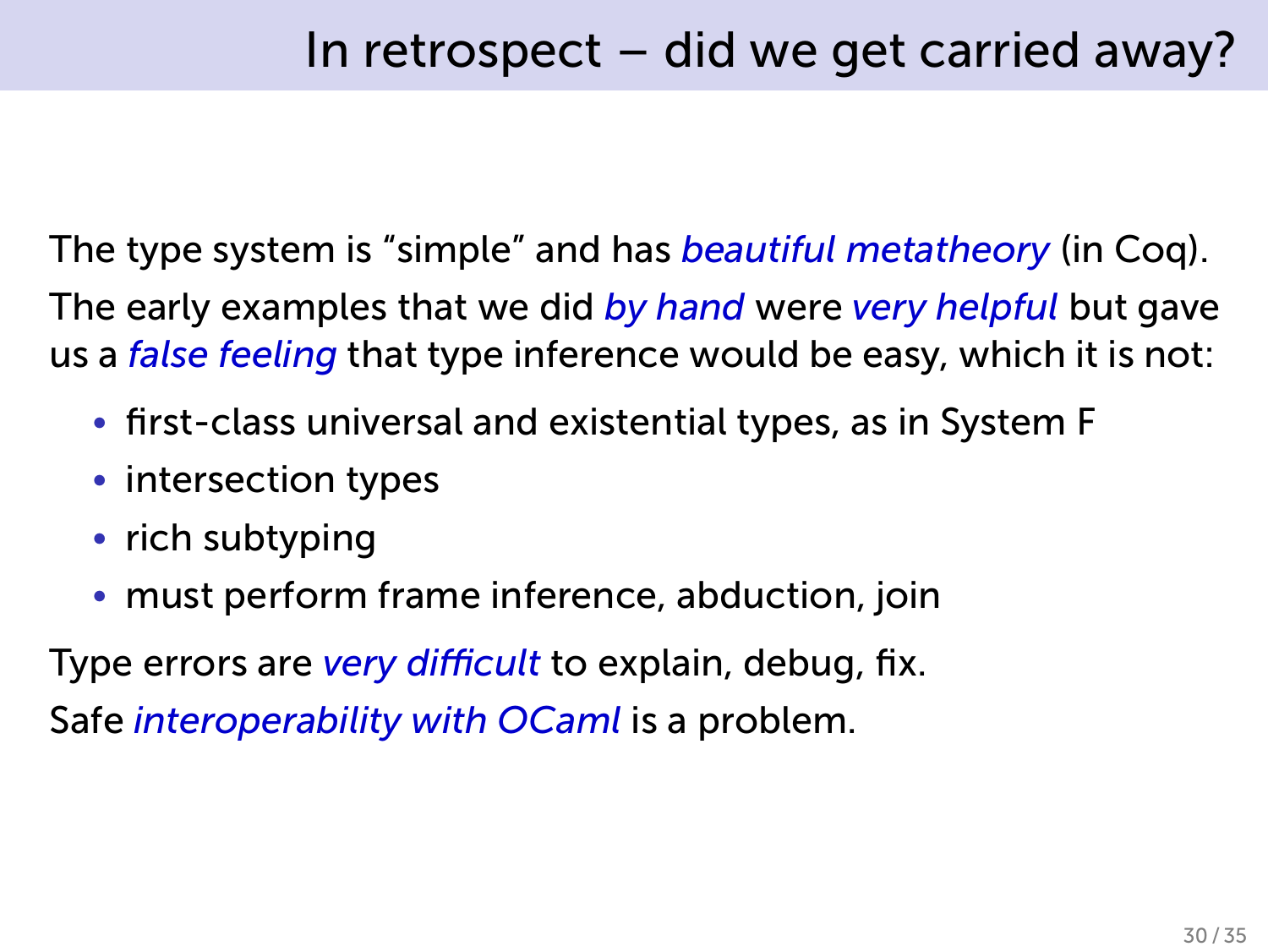# In retrospect – did we get carried away?

The type system is “simple” and has *beautiful metatheory* (in Coq).

The early examples that we did *by hand* were *very helpful* but gave us a *false feeling* that type inference would be easy, which it is not:

- first-class universal and existential types, as in System F
- intersection types
- rich subtyping
- must perform frame inference, abduction, join

Type errors are *very difficult* to explain, debug, fix.

Safe *interoperability with OCaml* is a problem.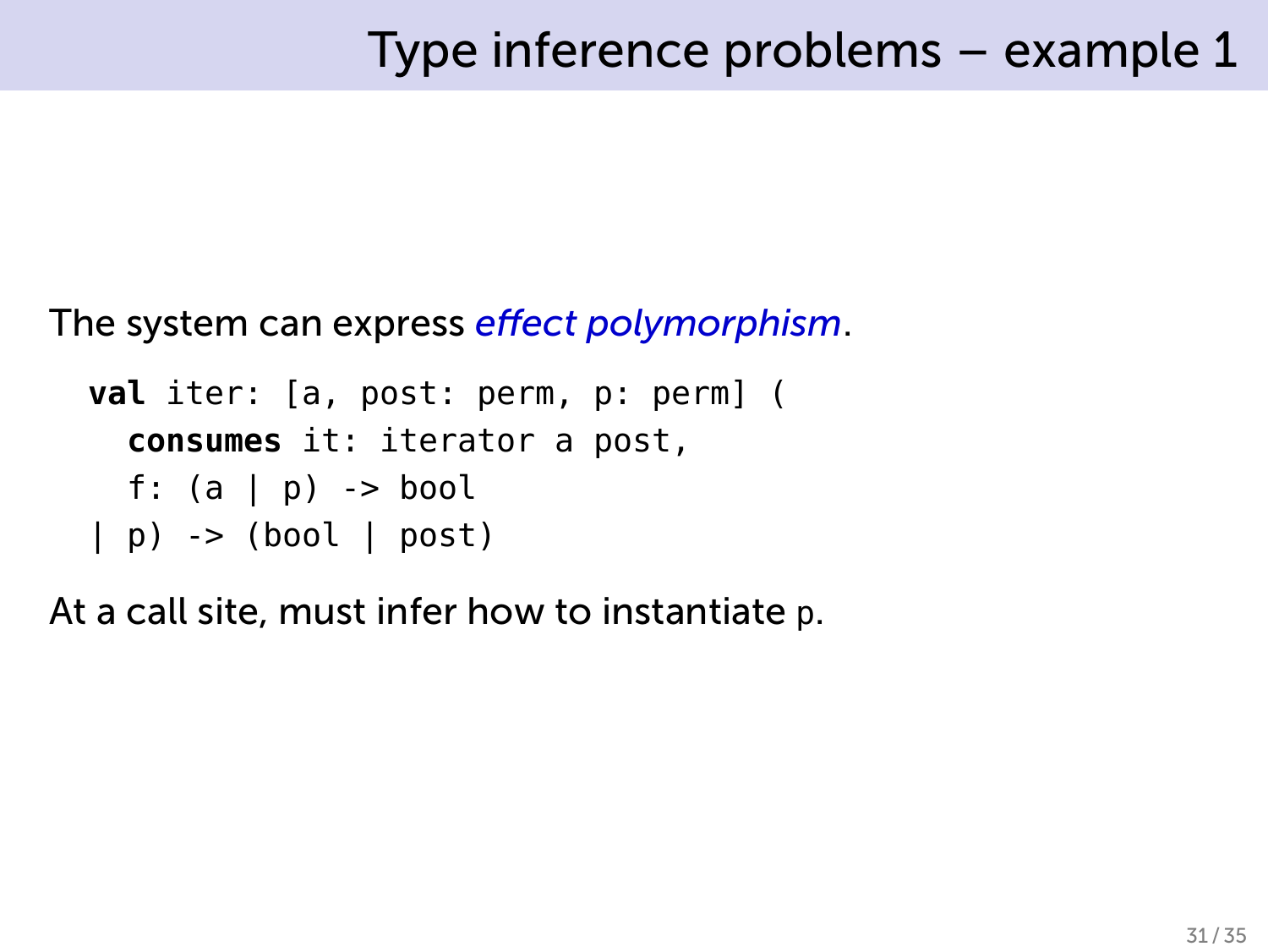# Type inference problems – example 1

The system can express *effect polymorphism*.

```
val iter: [a, post: perm, p: perm] (
  consumes it: iterator a post,
  f: (a | p) -> bool
| p) -> (bool | post)
```

At a call site, must infer how to instantiate `p`.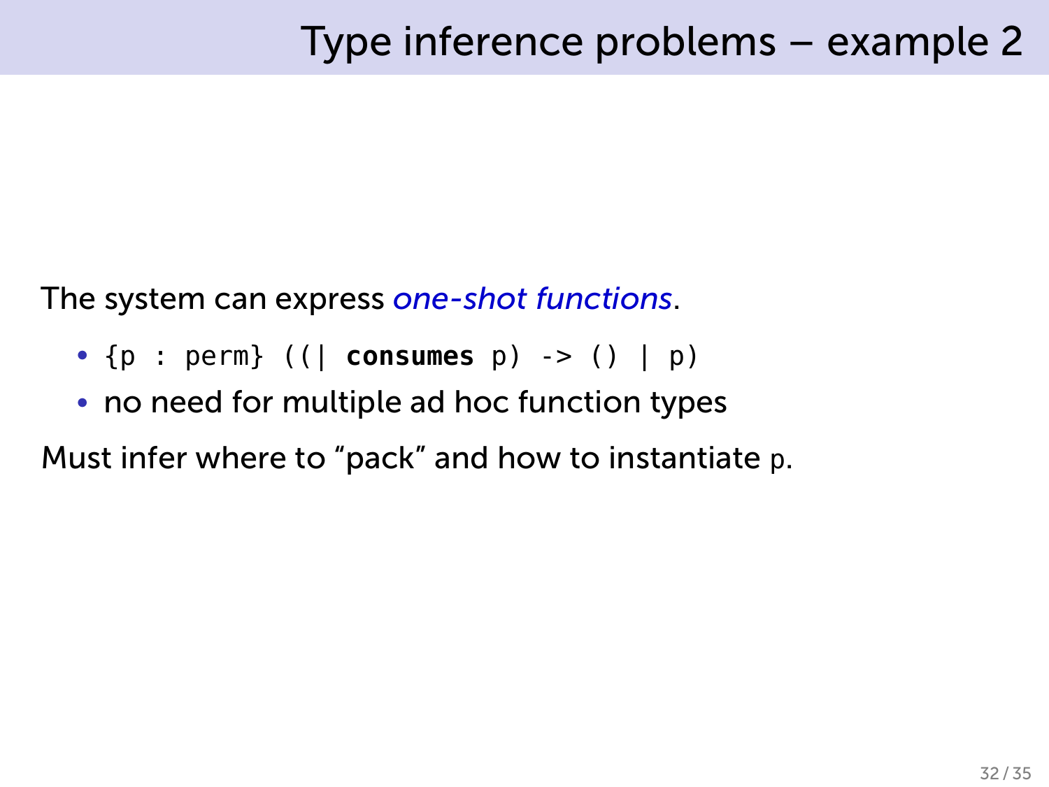# Type inference problems – example 2

The system can express *one-shot functions*.

- `{p : perm} ((| **consumes** p) -> () | p)`
- no need for multiple ad hoc function types

Must infer where to "pack" and how to instantiate `p`.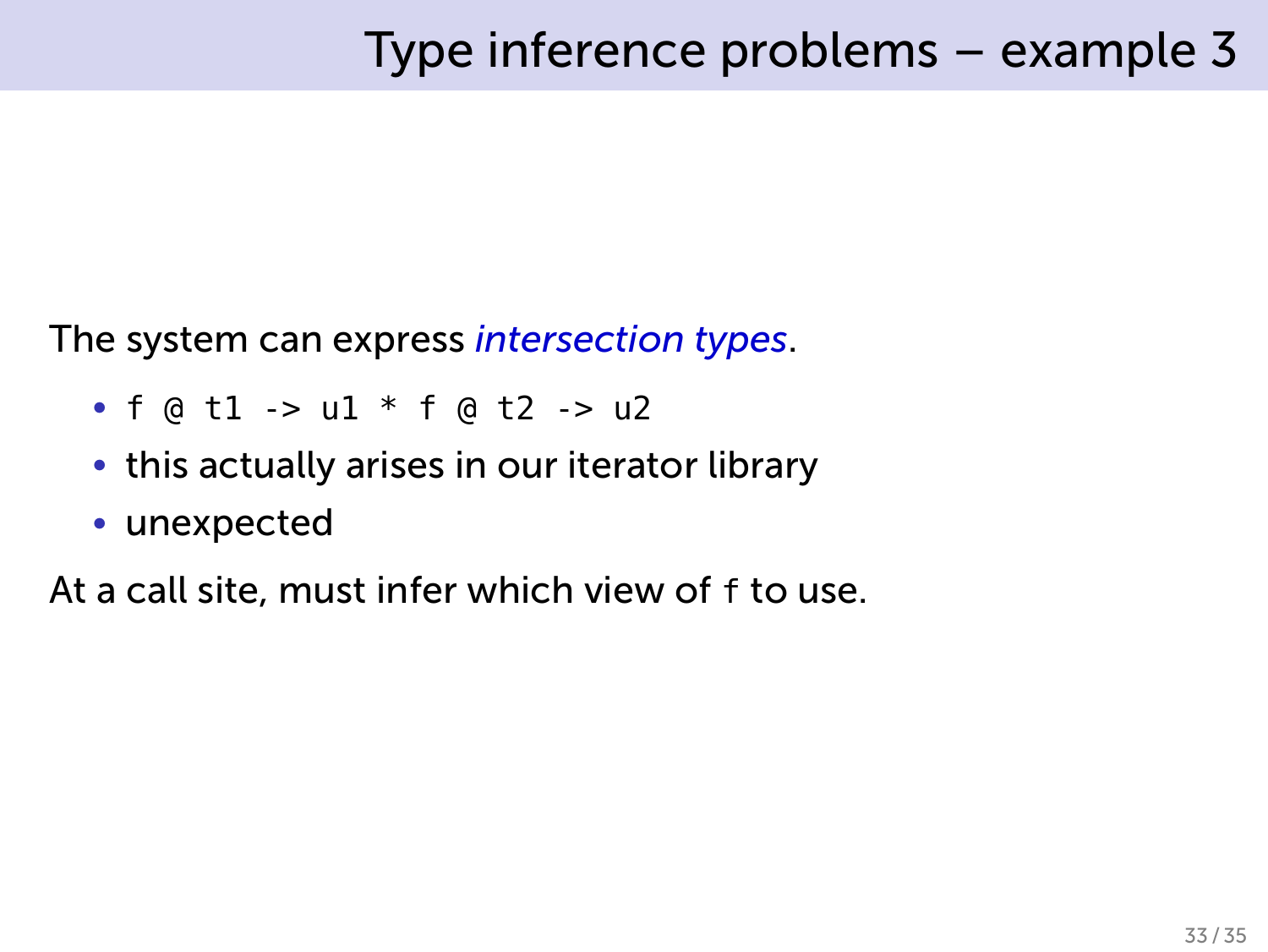# Type inference problems – example 3

The system can express *intersection types*.

- `f @ t1 -> u1 * f @ t2 -> u2`
- this actually arises in our iterator library
- unexpected

At a call site, must infer which view of `f` to use.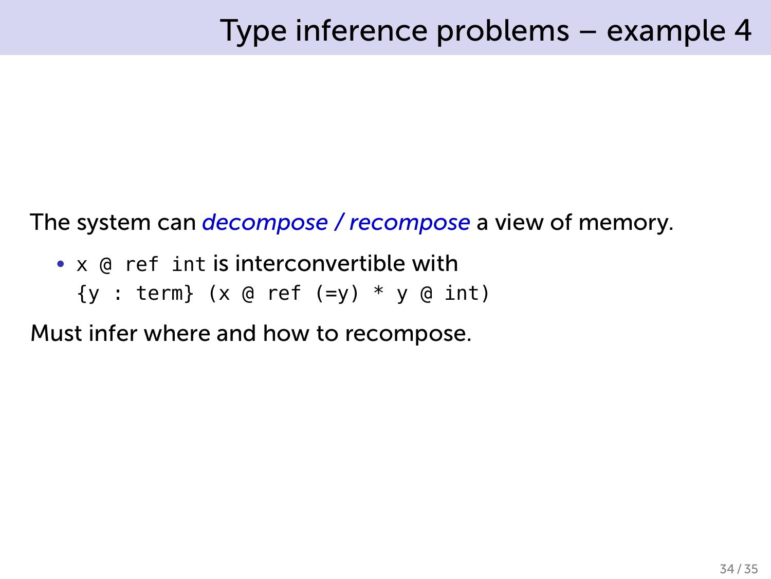# Type inference problems – example 4

The system can *decompose / recompose* a view of memory.

- `x @ ref int` is interconvertible with
  `{y : term} (x @ ref (=y) * y @ int)`

Must infer where and how to recompose.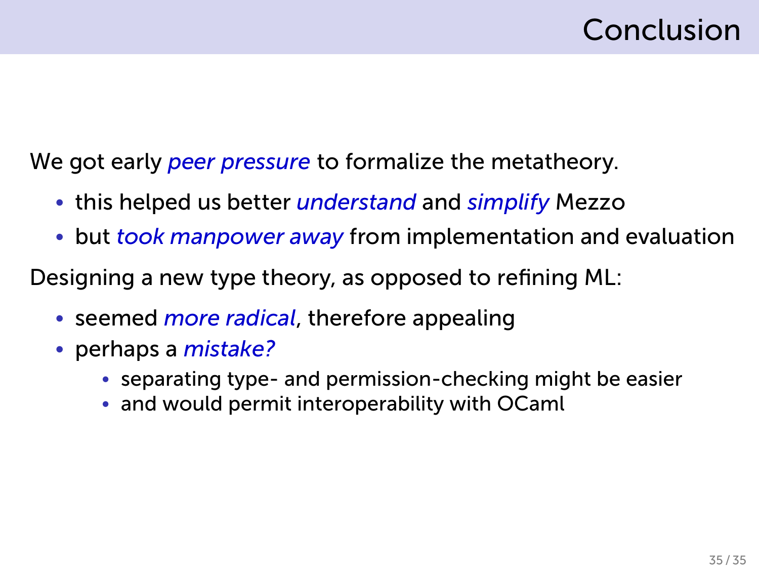# Conclusion

We got early *peer pressure* to formalize the metatheory.

- this helped us better *understand* and *simplify* Mezzo
- but *took manpower away* from implementation and evaluation

Designing a new type theory, as opposed to refining ML:

- seemed *more radical*, therefore appealing
- perhaps a *mistake?*
  - separating type- and permission-checking might be easier
  - and would permit interoperability with OCaml